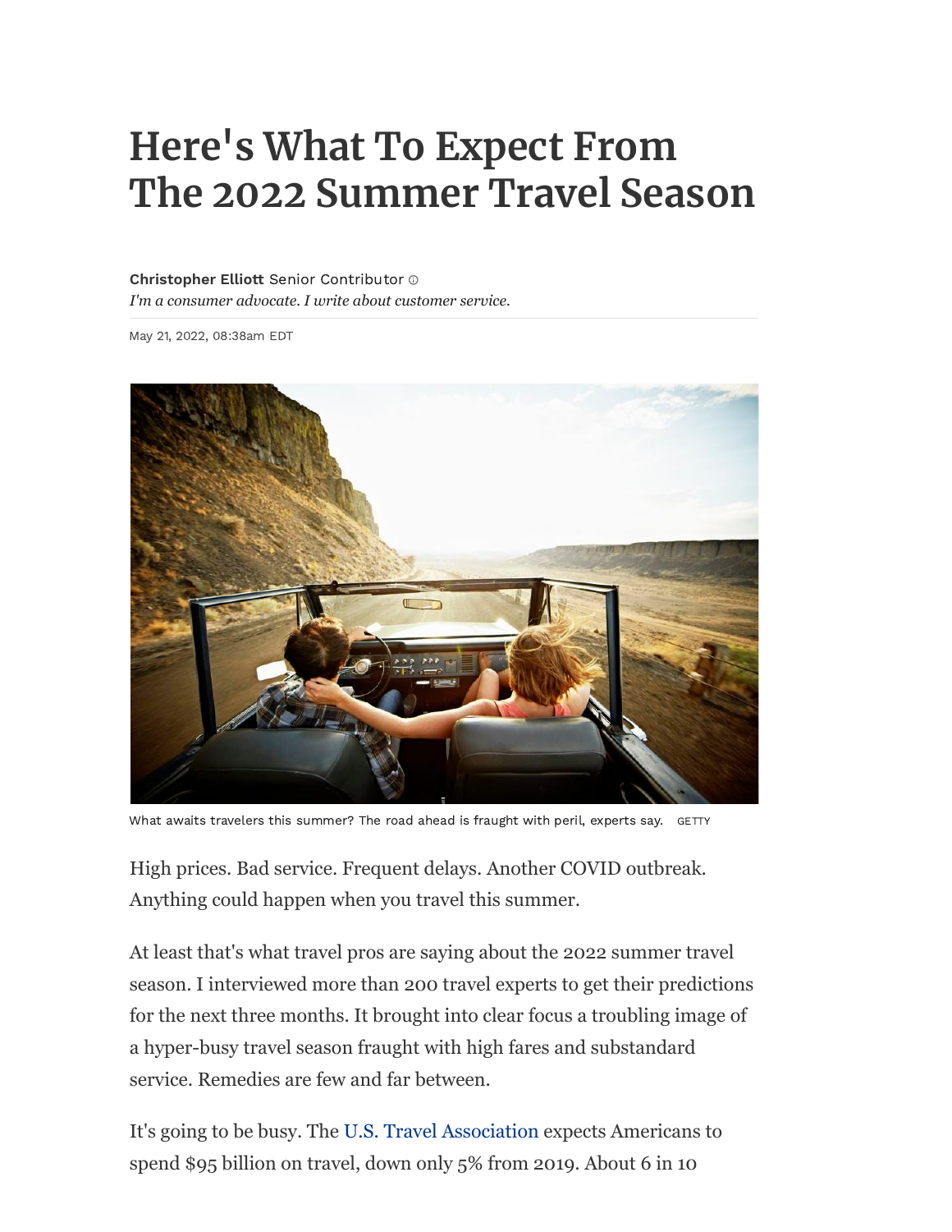# Here's What To Expect From The 2022 Summer Travel Season

**Christopher Elliott** Senior Contributor
*I'm a consumer advocate. I write about customer service.*

May 21, 2022, 08:38am EDT

What awaits travelers this summer? The road ahead is fraught with peril, experts say. GETTY

High prices. Bad service. Frequent delays. Another COVID outbreak. Anything could happen when you travel this summer.

At least that's what travel pros are saying about the 2022 summer travel season. I interviewed more than 200 travel experts to get their predictions for the next three months. It brought into clear focus a troubling image of a hyper-busy travel season fraught with high fares and substandard service. Remedies are few and far between.

It's going to be busy. The U.S. Travel Association expects Americans to spend $95 billion on travel, down only 5% from 2019. About 6 in 10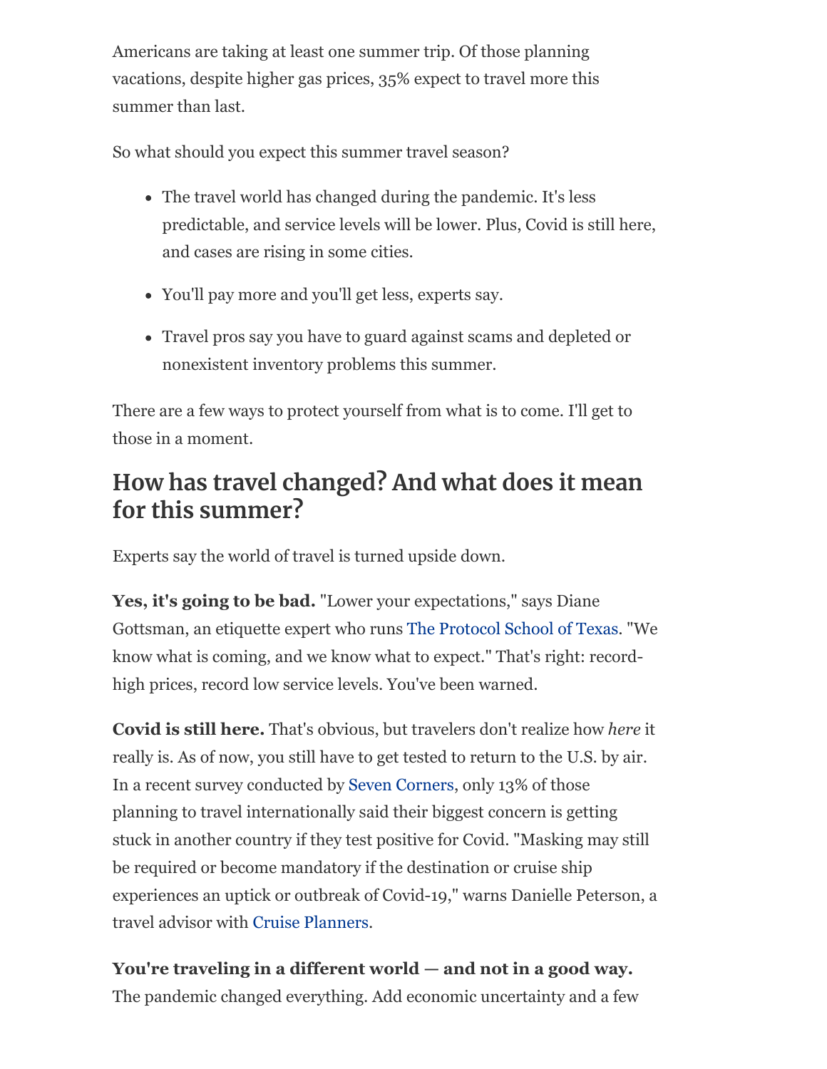Americans are taking at least one summer trip. Of those planning vacations, despite higher gas prices, 35% expect to travel more this summer than last.

So what should you expect this summer travel season?

- The travel world has changed during the pandemic. It's less predictable, and service levels will be lower. Plus, Covid is still here, and cases are rising in some cities.
- You'll pay more and you'll get less, experts say.
- Travel pros say you have to guard against scams and depleted or nonexistent inventory problems this summer.

There are a few ways to protect yourself from what is to come. I'll get to those in a moment.

## How has travel changed? And what does it mean for this summer?

Experts say the world of travel is turned upside down.

**Yes, it's going to be bad.** "Lower your expectations," says Diane Gottsman, an etiquette expert who runs The Protocol School of Texas. "We know what is coming, and we know what to expect." That's right: record-high prices, record low service levels. You've been warned.

**Covid is still here.** That's obvious, but travelers don't realize how *here* it really is. As of now, you still have to get tested to return to the U.S. by air. In a recent survey conducted by Seven Corners, only 13% of those planning to travel internationally said their biggest concern is getting stuck in another country if they test positive for Covid. "Masking may still be required or become mandatory if the destination or cruise ship experiences an uptick or outbreak of Covid-19," warns Danielle Peterson, a travel advisor with Cruise Planners.

**You're traveling in a different world — and not in a good way.** The pandemic changed everything. Add economic uncertainty and a few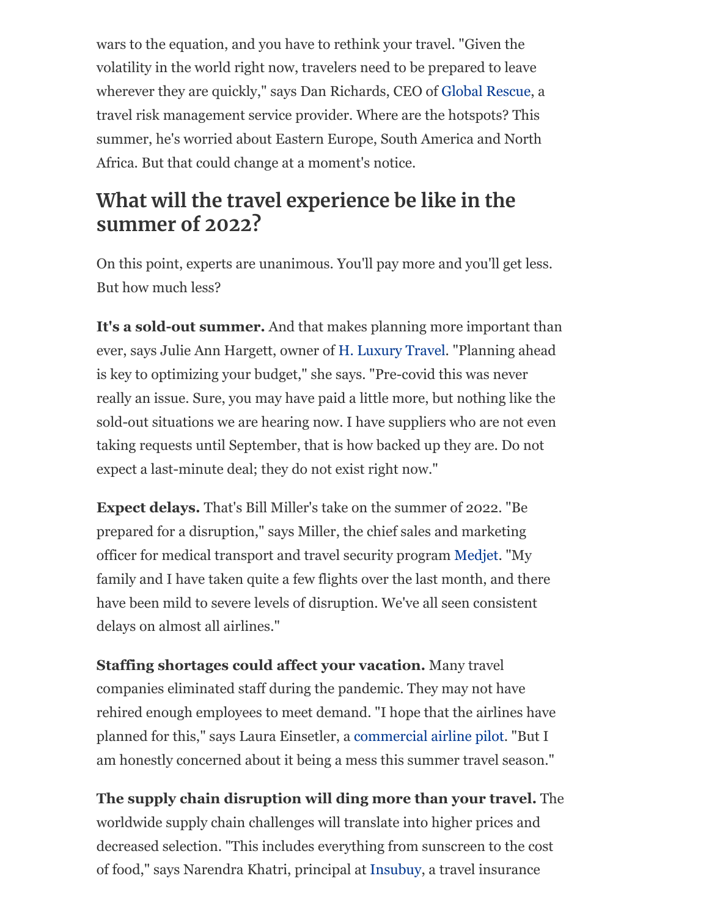wars to the equation, and you have to rethink your travel. "Given the volatility in the world right now, travelers need to be prepared to leave wherever they are quickly," says Dan Richards, CEO of Global Rescue, a travel risk management service provider. Where are the hotspots? This summer, he's worried about Eastern Europe, South America and North Africa. But that could change at a moment's notice.

## What will the travel experience be like in the summer of 2022?

On this point, experts are unanimous. You'll pay more and you'll get less. But how much less?

**It's a sold-out summer.** And that makes planning more important than ever, says Julie Ann Hargett, owner of H. Luxury Travel. "Planning ahead is key to optimizing your budget," she says. "Pre-covid this was never really an issue. Sure, you may have paid a little more, but nothing like the sold-out situations we are hearing now. I have suppliers who are not even taking requests until September, that is how backed up they are. Do not expect a last-minute deal; they do not exist right now."

**Expect delays.** That's Bill Miller's take on the summer of 2022. "Be prepared for a disruption," says Miller, the chief sales and marketing officer for medical transport and travel security program Medjet. "My family and I have taken quite a few flights over the last month, and there have been mild to severe levels of disruption. We've all seen consistent delays on almost all airlines."

**Staffing shortages could affect your vacation.** Many travel companies eliminated staff during the pandemic. They may not have rehired enough employees to meet demand. "I hope that the airlines have planned for this," says Laura Einsetler, a commercial airline pilot. "But I am honestly concerned about it being a mess this summer travel season."

**The supply chain disruption will ding more than your travel.** The worldwide supply chain challenges will translate into higher prices and decreased selection. "This includes everything from sunscreen to the cost of food," says Narendra Khatri, principal at Insubuy, a travel insurance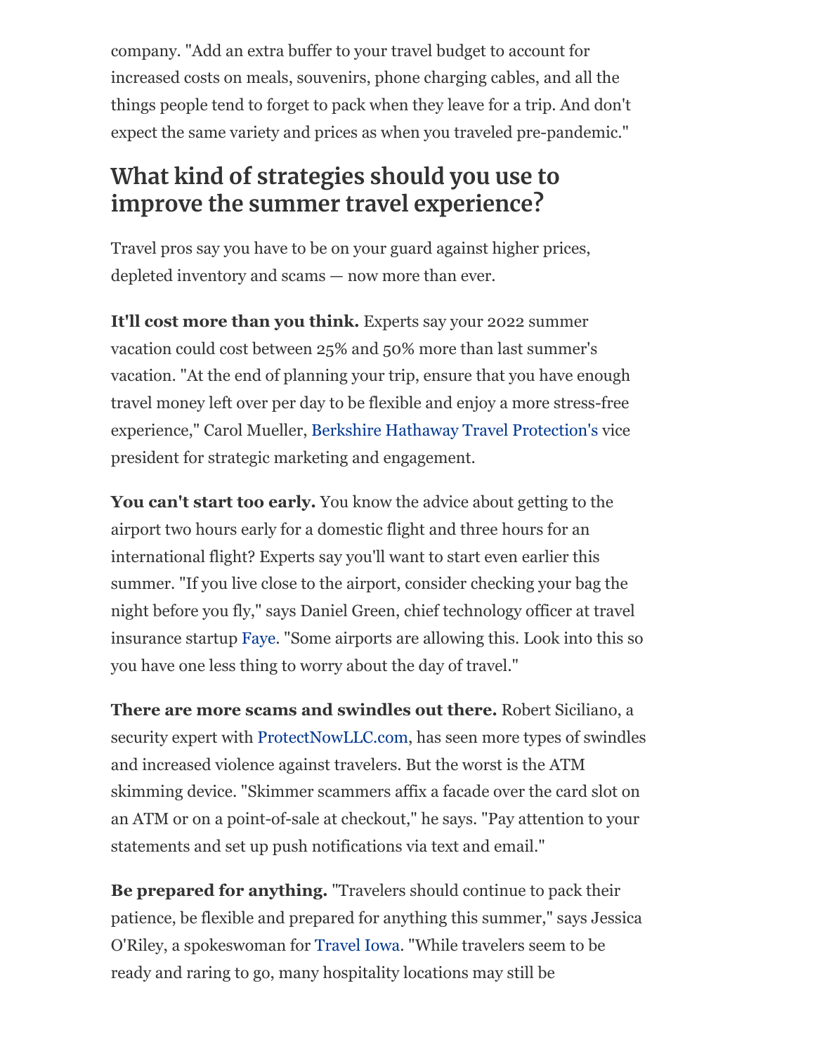company. "Add an extra buffer to your travel budget to account for increased costs on meals, souvenirs, phone charging cables, and all the things people tend to forget to pack when they leave for a trip. And don't expect the same variety and prices as when you traveled pre-pandemic."

## What kind of strategies should you use to improve the summer travel experience?

Travel pros say you have to be on your guard against higher prices, depleted inventory and scams — now more than ever.

**It'll cost more than you think.** Experts say your 2022 summer vacation could cost between 25% and 50% more than last summer's vacation. "At the end of planning your trip, ensure that you have enough travel money left over per day to be flexible and enjoy a more stress-free experience," Carol Mueller, Berkshire Hathaway Travel Protection's vice president for strategic marketing and engagement.

**You can't start too early.** You know the advice about getting to the airport two hours early for a domestic flight and three hours for an international flight? Experts say you'll want to start even earlier this summer. "If you live close to the airport, consider checking your bag the night before you fly," says Daniel Green, chief technology officer at travel insurance startup Faye. "Some airports are allowing this. Look into this so you have one less thing to worry about the day of travel."

**There are more scams and swindles out there.** Robert Siciliano, a security expert with ProtectNowLLC.com, has seen more types of swindles and increased violence against travelers. But the worst is the ATM skimming device. "Skimmer scammers affix a facade over the card slot on an ATM or on a point-of-sale at checkout," he says. "Pay attention to your statements and set up push notifications via text and email."

**Be prepared for anything.** "Travelers should continue to pack their patience, be flexible and prepared for anything this summer," says Jessica O'Riley, a spokeswoman for Travel Iowa. "While travelers seem to be ready and raring to go, many hospitality locations may still be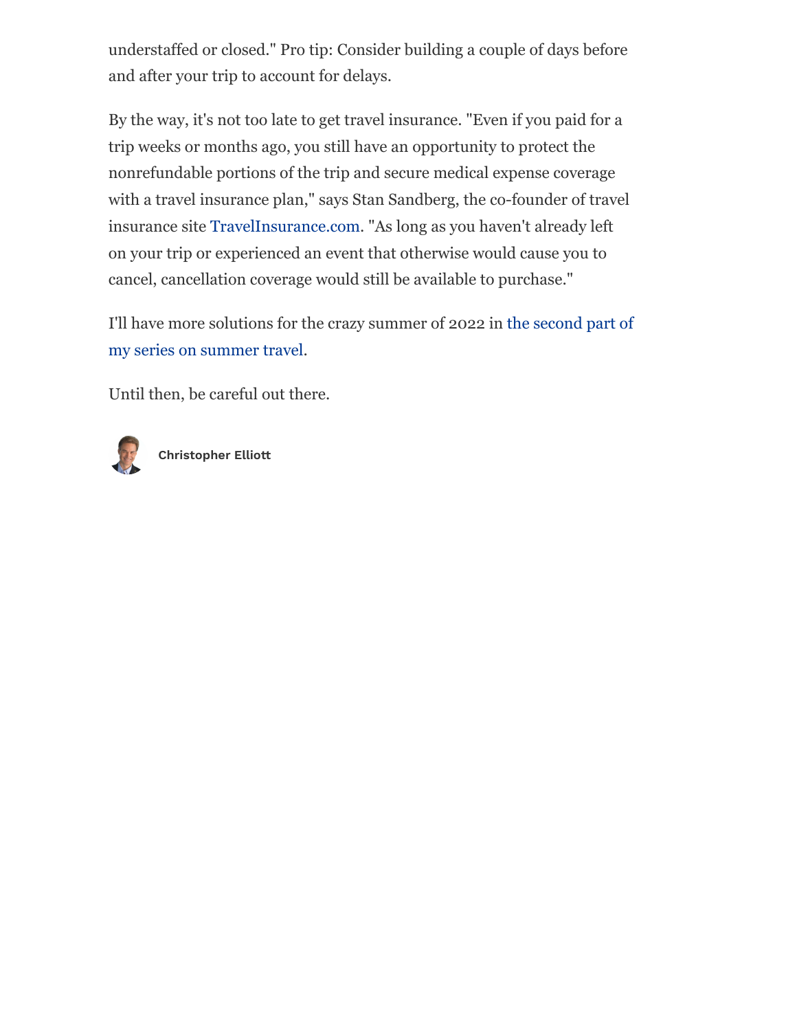understaffed or closed." Pro tip: Consider building a couple of days before and after your trip to account for delays.

By the way, it's not too late to get travel insurance. "Even if you paid for a trip weeks or months ago, you still have an opportunity to protect the nonrefundable portions of the trip and secure medical expense coverage with a travel insurance plan," says Stan Sandberg, the co-founder of travel insurance site TravelInsurance.com. "As long as you haven't already left on your trip or experienced an event that otherwise would cause you to cancel, cancellation coverage would still be available to purchase."

I'll have more solutions for the crazy summer of 2022 in the second part of my series on summer travel.

Until then, be careful out there.

**Christopher Elliott**